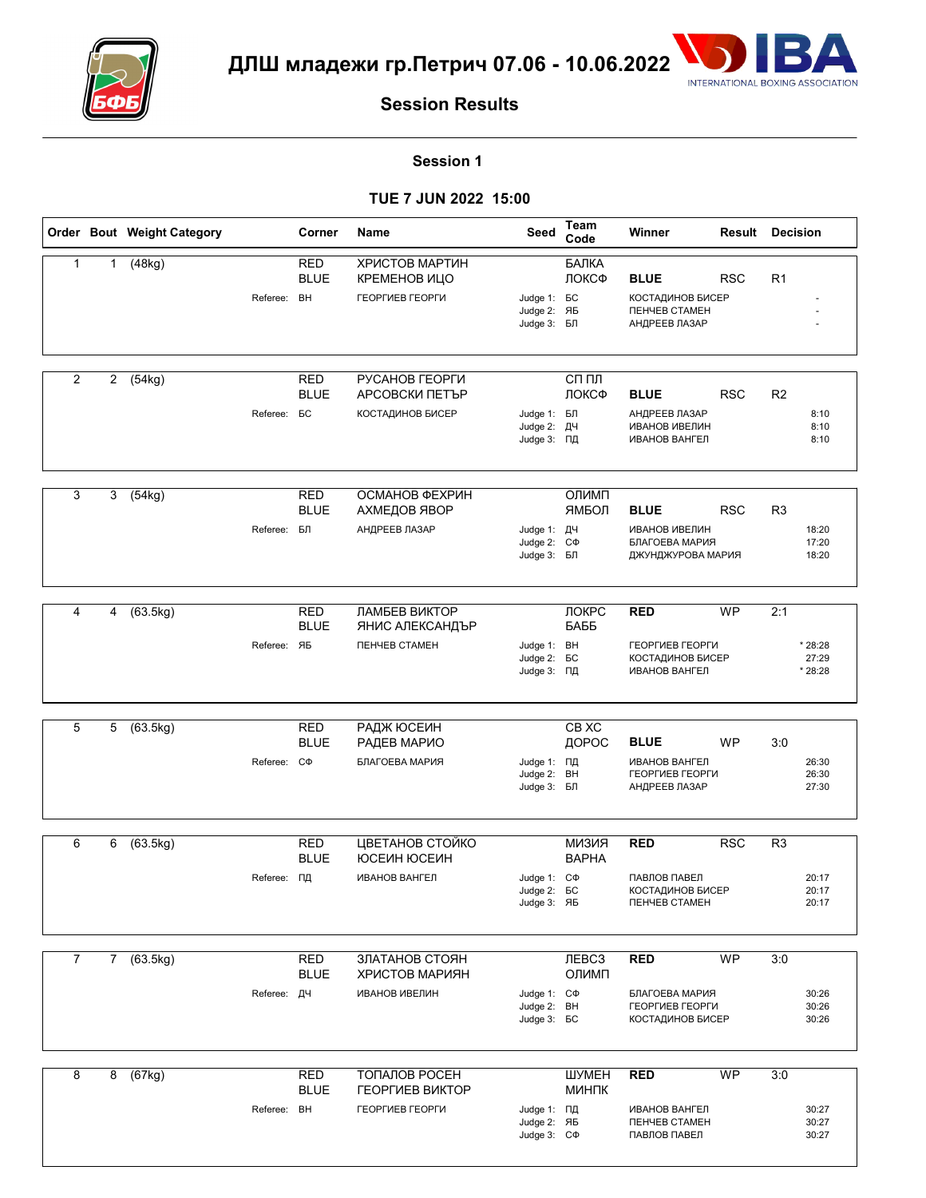# ДЛШ младежи гр.Петрич 07.06 - 10.06.2022

## Session Results

### Session 1

### TUE 7 JUN 2022 15:00

| Order | Bout | Weight Category | Corner | Name | Seed | Team Code | Winner | Result | Decision |
|---|---|---|---|---|---|---|---|---|---|
| 1 | 1 | (48kg) | RED | ХРИСТОВ МАРТИН | | БАЛКА | | | |
| | | | BLUE | КРЕМЕНОВ ИЦО | | ЛОКСФ | **BLUE** | RSC | R1 |
| | | Referee: | ВН | ГЕОРГИЕВ ГЕОРГИ | Judge 1: | БС | КОСТАДИНОВ БИСЕР | | - |
| | | | | | Judge 2: | ЯБ | ПЕНЧЕВ СТАМЕН | | - |
| | | | | | Judge 3: | БЛ | АНДРЕЕВ ЛАЗАР | | - |
| 2 | 2 | (54kg) | RED | РУСАНОВ ГЕОРГИ | | СП ПЛ | | | |
| | | | BLUE | АРСОВСКИ ПЕТЪР | | ЛОКСФ | **BLUE** | RSC | R2 |
| | | Referee: | БС | КОСТАДИНОВ БИСЕР | Judge 1: | БЛ | АНДРЕЕВ ЛАЗАР | | 8:10 |
| | | | | | Judge 2: | ДЧ | ИВАНОВ ИВЕЛИН | | 8:10 |
| | | | | | Judge 3: | ПД | ИВАНОВ ВАНГЕЛ | | 8:10 |
| 3 | 3 | (54kg) | RED | ОСМАНОВ ФЕХРИН | | ОЛИМП | | | |
| | | | BLUE | АХМЕДОВ ЯВОР | | ЯМБОЛ | **BLUE** | RSC | R3 |
| | | Referee: | БЛ | АНДРЕЕВ ЛАЗАР | Judge 1: | ДЧ | ИВАНОВ ИВЕЛИН | | 18:20 |
| | | | | | Judge 2: | СФ | БЛАГОЕВА МАРИЯ | | 17:20 |
| | | | | | Judge 3: | БЛ | ДЖУНДЖУРОВА МАРИЯ | | 18:20 |
| 4 | 4 | (63.5kg) | RED | ЛАМБЕВ ВИКТОР | | ЛОКРС | **RED** | WP | 2:1 |
| | | | BLUE | ЯНИС АЛЕКСАНДЪР | | БАББ | | | |
| | | Referee: | ЯБ | ПЕНЧЕВ СТАМЕН | Judge 1: | ВН | ГЕОРГИЕВ ГЕОРГИ | | * 28:28 |
| | | | | | Judge 2: | БС | КОСТАДИНОВ БИСЕР | | 27:29 |
| | | | | | Judge 3: | ПД | ИВАНОВ ВАНГЕЛ | | * 28:28 |
| 5 | 5 | (63.5kg) | RED | РАДЖ ЮСЕИН | | СВ ХС | | | |
| | | | BLUE | РАДЕВ МАРИО | | ДОРОС | **BLUE** | WP | 3:0 |
| | | Referee: | СФ | БЛАГОЕВА МАРИЯ | Judge 1: | ПД | ИВАНОВ ВАНГЕЛ | | 26:30 |
| | | | | | Judge 2: | ВН | ГЕОРГИЕВ ГЕОРГИ | | 26:30 |
| | | | | | Judge 3: | БЛ | АНДРЕЕВ ЛАЗАР | | 27:30 |
| 6 | 6 | (63.5kg) | RED | ЦВЕТАНОВ СТОЙКО | | МИЗИЯ | **RED** | RSC | R3 |
| | | | BLUE | ЮСЕИН ЮСЕИН | | ВАРНА | | | |
| | | Referee: | ПД | ИВАНОВ ВАНГЕЛ | Judge 1: | СФ | ПАВЛОВ ПАВЕЛ | | 20:17 |
| | | | | | Judge 2: | БС | КОСТАДИНОВ БИСЕР | | 20:17 |
| | | | | | Judge 3: | ЯБ | ПЕНЧЕВ СТАМЕН | | 20:17 |
| 7 | 7 | (63.5kg) | RED | ЗЛАТАНОВ СТОЯН | | ЛЕВСЗ | **RED** | WP | 3:0 |
| | | | BLUE | ХРИСТОВ МАРИЯН | | ОЛИМП | | | |
| | | Referee: | ДЧ | ИВАНОВ ИВЕЛИН | Judge 1: | СФ | БЛАГОЕВА МАРИЯ | | 30:26 |
| | | | | | Judge 2: | ВН | ГЕОРГИЕВ ГЕОРГИ | | 30:26 |
| | | | | | Judge 3: | БС | КОСТАДИНОВ БИСЕР | | 30:26 |
| 8 | 8 | (67kg) | RED | ТОПАЛОВ РОСЕН | | ШУМЕН | **RED** | WP | 3:0 |
| | | | BLUE | ГЕОРГИЕВ ВИКТОР | | МИНПК | | | |
| | | Referee: | ВН | ГЕОРГИЕВ ГЕОРГИ | Judge 1: | ПД | ИВАНОВ ВАНГЕЛ | | 30:27 |
| | | | | | Judge 2: | ЯБ | ПЕНЧЕВ СТАМЕН | | 30:27 |
| | | | | | Judge 3: | СФ | ПАВЛОВ ПАВЕЛ | | 30:27 |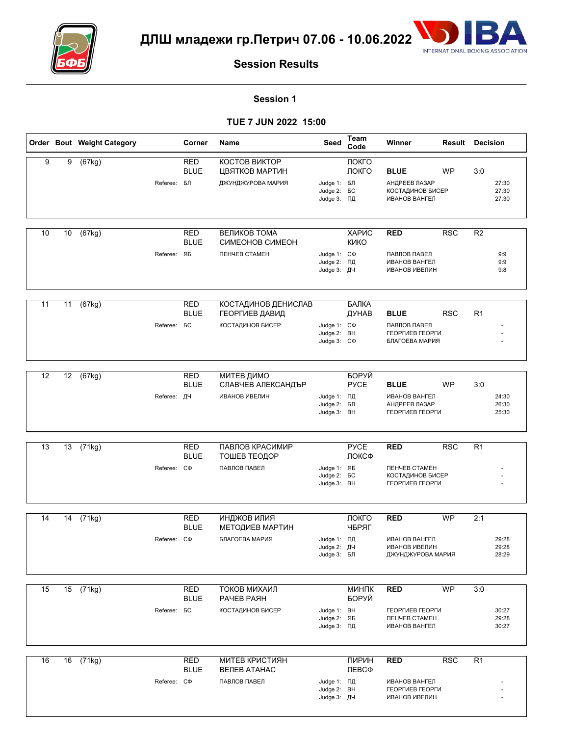# ДЛШ младежи гр.Петрич 07.06 - 10.06.2022

## Session Results

### Session 1

### TUE 7 JUN 2022 15:00

| Order | Bout | Weight Category | Corner | Name | Seed | Team Code | Winner | Result | Decision |
|---|---|---|---|---|---|---|---|---|---|
| 9 | 9 | (67kg) | RED | КОСТОВ ВИКТОР | | ЛОКГО | | | |
| | | | BLUE | ЦВЯТКОВ МАРТИН | | ЛОКГО | **BLUE** | WP | 3:0 |
| | | | Referee: БЛ | ДЖУНДЖУРОВА МАРИЯ | Judge 1: | БЛ | АНДРЕЕВ ЛАЗАР | | 27:30 |
| | | | | | Judge 2: | БС | КОСТАДИНОВ БИСЕР | | 27:30 |
| | | | | | Judge 3: | ПД | ИВАНОВ ВАНГЕЛ | | 27:30 |
| 10 | 10 | (67kg) | RED | ВЕЛИКОВ ТОМА | | ХАРИС | **RED** | RSC | R2 |
| | | | BLUE | СИМЕОНОВ СИМЕОН | | КИКО | | | |
| | | | Referee: ЯБ | ПЕНЧЕВ СТАМЕН | Judge 1: | СФ | ПАВЛОВ ПАВЕЛ | | 9:9 |
| | | | | | Judge 2: | ПД | ИВАНОВ ВАНГЕЛ | | 9:9 |
| | | | | | Judge 3: | ДЧ | ИВАНОВ ИВЕЛИН | | 9:8 |
| 11 | 11 | (67kg) | RED | КОСТАДИНОВ ДЕНИСЛАВ | | БАЛКА | | | |
| | | | BLUE | ГЕОРГИЕВ ДАВИД | | ДУНАВ | **BLUE** | RSC | R1 |
| | | | Referee: БС | КОСТАДИНОВ БИСЕР | Judge 1: | СФ | ПАВЛОВ ПАВЕЛ | | - |
| | | | | | Judge 2: | ВН | ГЕОРГИЕВ ГЕОРГИ | | - |
| | | | | | Judge 3: | СФ | БЛАГОЕВА МАРИЯ | | - |
| 12 | 12 | (67kg) | RED | МИТЕВ ДИМО | | БОРУЙ | | | |
| | | | BLUE | СЛАВЧЕВ АЛЕКСАНДЪР | | РУСЕ | **BLUE** | WP | 3:0 |
| | | | Referee: ДЧ | ИВАНОВ ИВЕЛИН | Judge 1: | ПД | ИВАНОВ ВАНГЕЛ | | 24:30 |
| | | | | | Judge 2: | БЛ | АНДРЕЕВ ЛАЗАР | | 26:30 |
| | | | | | Judge 3: | ВН | ГЕОРГИЕВ ГЕОРГИ | | 25:30 |
| 13 | 13 | (71kg) | RED | ПАВЛОВ КРАСИМИР | | РУСЕ | **RED** | RSC | R1 |
| | | | BLUE | ТОШЕВ ТЕОДОР | | ЛОКСФ | | | |
| | | | Referee: СФ | ПАВЛОВ ПАВЕЛ | Judge 1: | ЯБ | ПЕНЧЕВ СТАМЕН | | - |
| | | | | | Judge 2: | БС | КОСТАДИНОВ БИСЕР | | - |
| | | | | | Judge 3: | ВН | ГЕОРГИЕВ ГЕОРГИ | | - |
| 14 | 14 | (71kg) | RED | ИНДЖОВ ИЛИЯ | | ЛОКГО | **RED** | WP | 2:1 |
| | | | BLUE | МЕТОДИЕВ МАРТИН | | ЧБРЯГ | | | |
| | | | Referee: СФ | БЛАГОЕВА МАРИЯ | Judge 1: | ПД | ИВАНОВ ВАНГЕЛ | | 29:28 |
| | | | | | Judge 2: | ДЧ | ИВАНОВ ИВЕЛИН | | 29:28 |
| | | | | | Judge 3: | БЛ | ДЖУНДЖУРОВА МАРИЯ | | 28:29 |
| 15 | 15 | (71kg) | RED | ТОКОВ МИХАИЛ | | МИНПК | **RED** | WP | 3:0 |
| | | | BLUE | РАЧЕВ РАЯН | | БОРУЙ | | | |
| | | | Referee: БС | КОСТАДИНОВ БИСЕР | Judge 1: | ВН | ГЕОРГИЕВ ГЕОРГИ | | 30:27 |
| | | | | | Judge 2: | ЯБ | ПЕНЧЕВ СТАМЕН | | 29:28 |
| | | | | | Judge 3: | ПД | ИВАНОВ ВАНГЕЛ | | 30:27 |
| 16 | 16 | (71kg) | RED | МИТЕВ КРИСТИЯН | | ПИРИН | **RED** | RSC | R1 |
| | | | BLUE | ВЕЛЕВ АТАНАС | | ЛЕВСФ | | | |
| | | | Referee: СФ | ПАВЛОВ ПАВЕЛ | Judge 1: | ПД | ИВАНОВ ВАНГЕЛ | | - |
| | | | | | Judge 2: | ВН | ГЕОРГИЕВ ГЕОРГИ | | - |
| | | | | | Judge 3: | ДЧ | ИВАНОВ ИВЕЛИН | | - |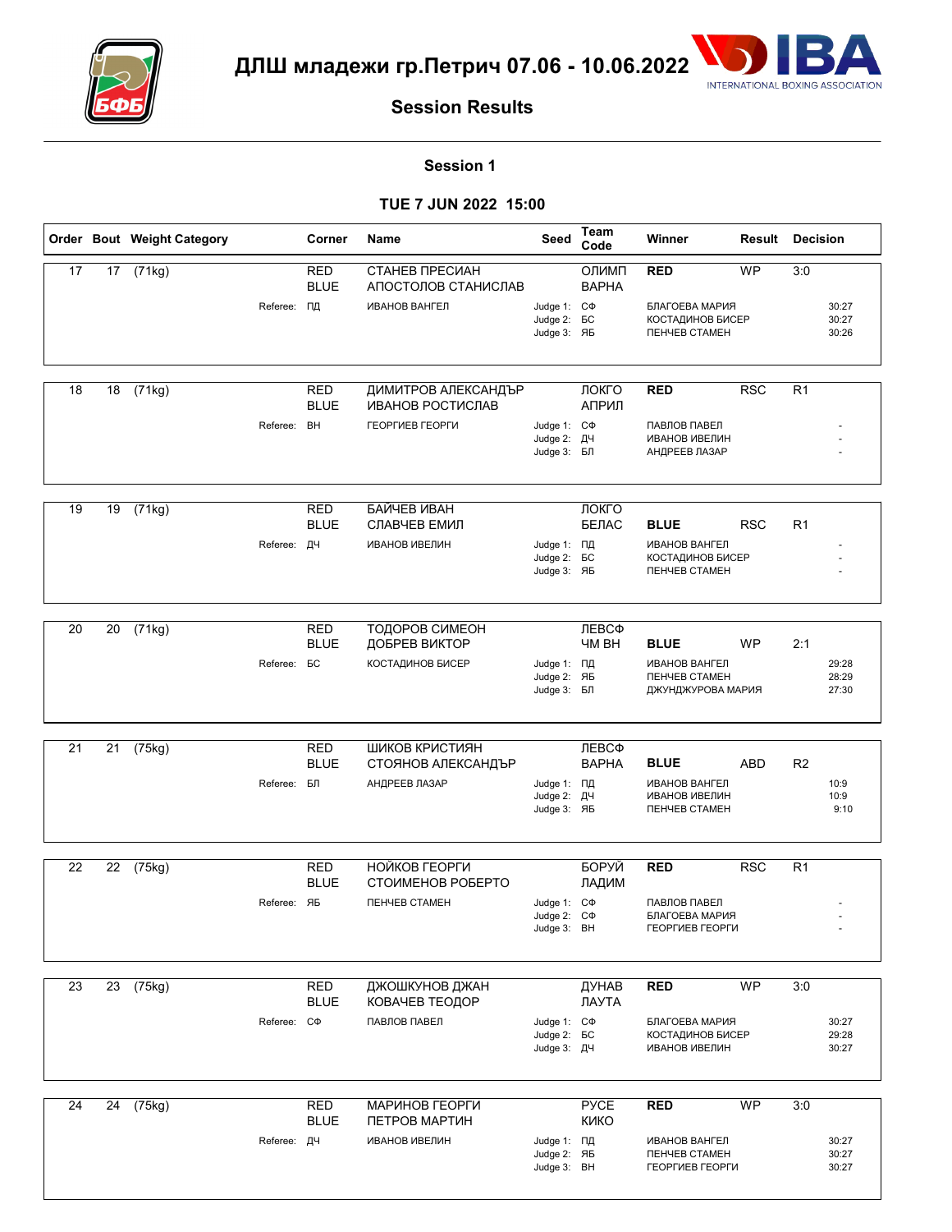# ДЛШ младежи гр.Петрич 07.06 - 10.06.2022

## Session Results

### Session 1

### TUE 7 JUN 2022 15:00

| Order | Bout | Weight Category | Corner | Name | Seed | Team Code | Winner | Result | Decision |
|---|---|---|---|---|---|---|---|---|---|
| 17 | 17 | (71kg) | RED | СТАНЕВ ПРЕСИАН | | ОЛИМП | RED | WP | 3:0 |
| | | | BLUE | АПОСТОЛОВ СТАНИСЛАВ | | ВАРНА | | | |
| | | Referee: | ПД | ИВАНОВ ВАНГЕЛ | Judge 1: | СФ | БЛАГОЕВА МАРИЯ | | 30:27 |
| | | | | | Judge 2: | БС | КОСТАДИНОВ БИСЕР | | 30:27 |
| | | | | | Judge 3: | ЯБ | ПЕНЧЕВ СТАМЕН | | 30:26 |
| 18 | 18 | (71kg) | RED | ДИМИТРОВ АЛЕКСАНДЪР | | ЛОКГО | RED | RSC | R1 |
| | | | BLUE | ИВАНОВ РОСТИСЛАВ | | АПРИЛ | | | |
| | | Referee: | ВН | ГЕОРГИЕВ ГЕОРГИ | Judge 1: | СФ | ПАВЛОВ ПАВЕЛ | | - |
| | | | | | Judge 2: | ДЧ | ИВАНОВ ИВЕЛИН | | - |
| | | | | | Judge 3: | БЛ | АНДРЕЕВ ЛАЗАР | | - |
| 19 | 19 | (71kg) | RED | БАЙЧЕВ ИВАН | | ЛОКГО | | | |
| | | | BLUE | СЛАВЧЕВ ЕМИЛ | | БЕЛАС | BLUE | RSC | R1 |
| | | Referee: | ДЧ | ИВАНОВ ИВЕЛИН | Judge 1: | ПД | ИВАНОВ ВАНГЕЛ | | - |
| | | | | | Judge 2: | БС | КОСТАДИНОВ БИСЕР | | - |
| | | | | | Judge 3: | ЯБ | ПЕНЧЕВ СТАМЕН | | - |
| 20 | 20 | (71kg) | RED | ТОДОРОВ СИМЕОН | | ЛЕВСФ | | | |
| | | | BLUE | ДОБРЕВ ВИКТОР | | ЧМ ВН | BLUE | WP | 2:1 |
| | | Referee: | БС | КОСТАДИНОВ БИСЕР | Judge 1: | ПД | ИВАНОВ ВАНГЕЛ | | 29:28 |
| | | | | | Judge 2: | ЯБ | ПЕНЧЕВ СТАМЕН | | 28:29 |
| | | | | | Judge 3: | БЛ | ДЖУНДЖУРОВА МАРИЯ | | 27:30 |
| 21 | 21 | (75kg) | RED | ШИКОВ КРИСТИЯН | | ЛЕВСФ | | | |
| | | | BLUE | СТОЯНОВ АЛЕКСАНДЪР | | ВАРНА | BLUE | ABD | R2 |
| | | Referee: | БЛ | АНДРЕЕВ ЛАЗАР | Judge 1: | ПД | ИВАНОВ ВАНГЕЛ | | 10:9 |
| | | | | | Judge 2: | ДЧ | ИВАНОВ ИВЕЛИН | | 10:9 |
| | | | | | Judge 3: | ЯБ | ПЕНЧЕВ СТАМЕН | | 9:10 |
| 22 | 22 | (75kg) | RED | НОЙКОВ ГЕОРГИ | | БОРУЙ | RED | RSC | R1 |
| | | | BLUE | СТОИМЕНОВ РОБЕРТО | | ЛАДИМ | | | |
| | | Referee: | ЯБ | ПЕНЧЕВ СТАМЕН | Judge 1: | СФ | ПАВЛОВ ПАВЕЛ | | - |
| | | | | | Judge 2: | СФ | БЛАГОЕВА МАРИЯ | | - |
| | | | | | Judge 3: | ВН | ГЕОРГИЕВ ГЕОРГИ | | - |
| 23 | 23 | (75kg) | RED | ДЖОШКУНОВ ДЖАН | | ДУНАВ | RED | WP | 3:0 |
| | | | BLUE | КОВАЧЕВ ТЕОДОР | | ЛАУТА | | | |
| | | Referee: | СФ | ПАВЛОВ ПАВЕЛ | Judge 1: | СФ | БЛАГОЕВА МАРИЯ | | 30:27 |
| | | | | | Judge 2: | БС | КОСТАДИНОВ БИСЕР | | 29:28 |
| | | | | | Judge 3: | ДЧ | ИВАНОВ ИВЕЛИН | | 30:27 |
| 24 | 24 | (75kg) | RED | МАРИНОВ ГЕОРГИ | | РУСЕ | RED | WP | 3:0 |
| | | | BLUE | ПЕТРОВ МАРТИН | | КИКО | | | |
| | | Referee: | ДЧ | ИВАНОВ ИВЕЛИН | Judge 1: | ПД | ИВАНОВ ВАНГЕЛ | | 30:27 |
| | | | | | Judge 2: | ЯБ | ПЕНЧЕВ СТАМЕН | | 30:27 |
| | | | | | Judge 3: | ВН | ГЕОРГИЕВ ГЕОРГИ | | 30:27 |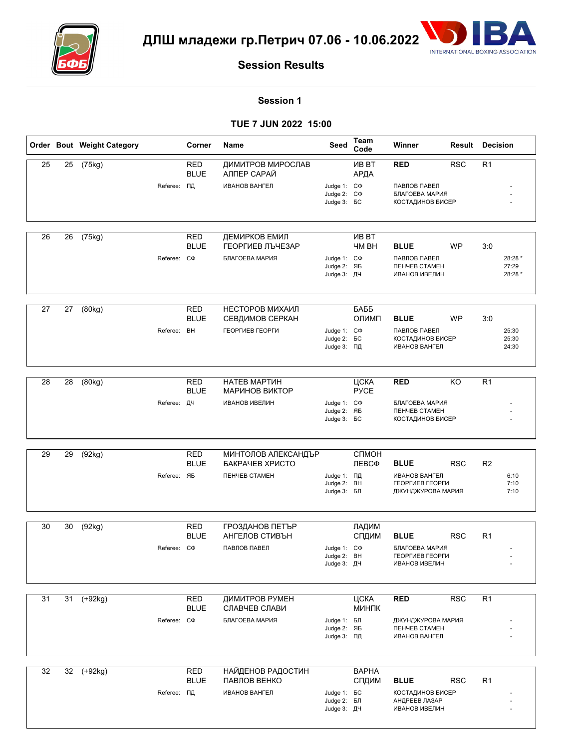# ДЛШ младежи гр.Петрич 07.06 - 10.06.2022

## Session Results

### Session 1

### TUE 7 JUN 2022 15:00

| Order | Bout | Weight Category | Corner | Name | Seed | Team Code | Winner | Result | Decision |
|---|---|---|---|---|---|---|---|---|---|
| 25 | 25 | (75kg) | RED | ДИМИТРОВ МИРОСЛАВ | | ИВ ВТ | RED | RSC | R1 |
| | | | BLUE | АЛПЕР САРАЙ | | АРДА | | | |
| | | Referee: | ПД | ИВАНОВ ВАНГЕЛ | Judge 1: | СФ | ПАВЛОВ ПАВЕЛ | | - |
| | | | | | Judge 2: | СФ | БЛАГОЕВА МАРИЯ | | - |
| | | | | | Judge 3: | БС | КОСТАДИНОВ БИСЕР | | - |
| 26 | 26 | (75kg) | RED | ДЕМИРКОВ ЕМИЛ | | ИВ ВТ | | | |
| | | | BLUE | ГЕОРГИЕВ ЛЪЧЕЗАР | | ЧМ ВН | BLUE | WP | 3:0 |
| | | Referee: | СФ | БЛАГОЕВА МАРИЯ | Judge 1: | СФ | ПАВЛОВ ПАВЕЛ | | 28:28 * |
| | | | | | Judge 2: | ЯБ | ПЕНЧЕВ СТАМЕН | | 27:29 |
| | | | | | Judge 3: | ДЧ | ИВАНОВ ИВЕЛИН | | 28:28 * |
| 27 | 27 | (80kg) | RED | НЕСТОРОВ МИХАИЛ | | БАББ | | | |
| | | | BLUE | СЕВДИМОВ СЕРКАН | | ОЛИМП | BLUE | WP | 3:0 |
| | | Referee: | ВН | ГЕОРГИЕВ ГЕОРГИ | Judge 1: | СФ | ПАВЛОВ ПАВЕЛ | | 25:30 |
| | | | | | Judge 2: | БС | КОСТАДИНОВ БИСЕР | | 25:30 |
| | | | | | Judge 3: | ПД | ИВАНОВ ВАНГЕЛ | | 24:30 |
| 28 | 28 | (80kg) | RED | НАТЕВ МАРТИН | | ЦСКА | RED | KO | R1 |
| | | | BLUE | МАРИНОВ ВИКТОР | | РУСЕ | | | |
| | | Referee: | ДЧ | ИВАНОВ ИВЕЛИН | Judge 1: | СФ | БЛАГОЕВА МАРИЯ | | - |
| | | | | | Judge 2: | ЯБ | ПЕНЧЕВ СТАМЕН | | - |
| | | | | | Judge 3: | БС | КОСТАДИНОВ БИСЕР | | - |
| 29 | 29 | (92kg) | RED | МИНТОЛОВ АЛЕКСАНДЪР | | СПМОН | | | |
| | | | BLUE | БАКРАЧЕВ ХРИСТО | | ЛЕВСФ | BLUE | RSC | R2 |
| | | Referee: | ЯБ | ПЕНЧЕВ СТАМЕН | Judge 1: | ПД | ИВАНОВ ВАНГЕЛ | | 6:10 |
| | | | | | Judge 2: | ВН | ГЕОРГИЕВ ГЕОРГИ | | 7:10 |
| | | | | | Judge 3: | БЛ | ДЖУНДЖУРОВА МАРИЯ | | 7:10 |
| 30 | 30 | (92kg) | RED | ГРОЗДАНОВ ПЕТЪР | | ЛАДИМ | | | |
| | | | BLUE | АНГЕЛОВ СТИВЪН | | СПДИМ | BLUE | RSC | R1 |
| | | Referee: | СФ | ПАВЛОВ ПАВЕЛ | Judge 1: | СФ | БЛАГОЕВА МАРИЯ | | - |
| | | | | | Judge 2: | ВН | ГЕОРГИЕВ ГЕОРГИ | | - |
| | | | | | Judge 3: | ДЧ | ИВАНОВ ИВЕЛИН | | - |
| 31 | 31 | (+92kg) | RED | ДИМИТРОВ РУМЕН | | ЦСКА | RED | RSC | R1 |
| | | | BLUE | СЛАВЧЕВ СЛАВИ | | МИНПК | | | |
| | | Referee: | СФ | БЛАГОЕВА МАРИЯ | Judge 1: | БЛ | ДЖУНДЖУРОВА МАРИЯ | | - |
| | | | | | Judge 2: | ЯБ | ПЕНЧЕВ СТАМЕН | | - |
| | | | | | Judge 3: | ПД | ИВАНОВ ВАНГЕЛ | | - |
| 32 | 32 | (+92kg) | RED | НАЙДЕНОВ РАДОСТИН | | ВАРНА | | | |
| | | | BLUE | ПАВЛОВ ВЕНКО | | СПДИМ | BLUE | RSC | R1 |
| | | Referee: | ПД | ИВАНОВ ВАНГЕЛ | Judge 1: | БС | КОСТАДИНОВ БИСЕР | | - |
| | | | | | Judge 2: | БЛ | АНДРЕЕВ ЛАЗАР | | - |
| | | | | | Judge 3: | ДЧ | ИВАНОВ ИВЕЛИН | | - |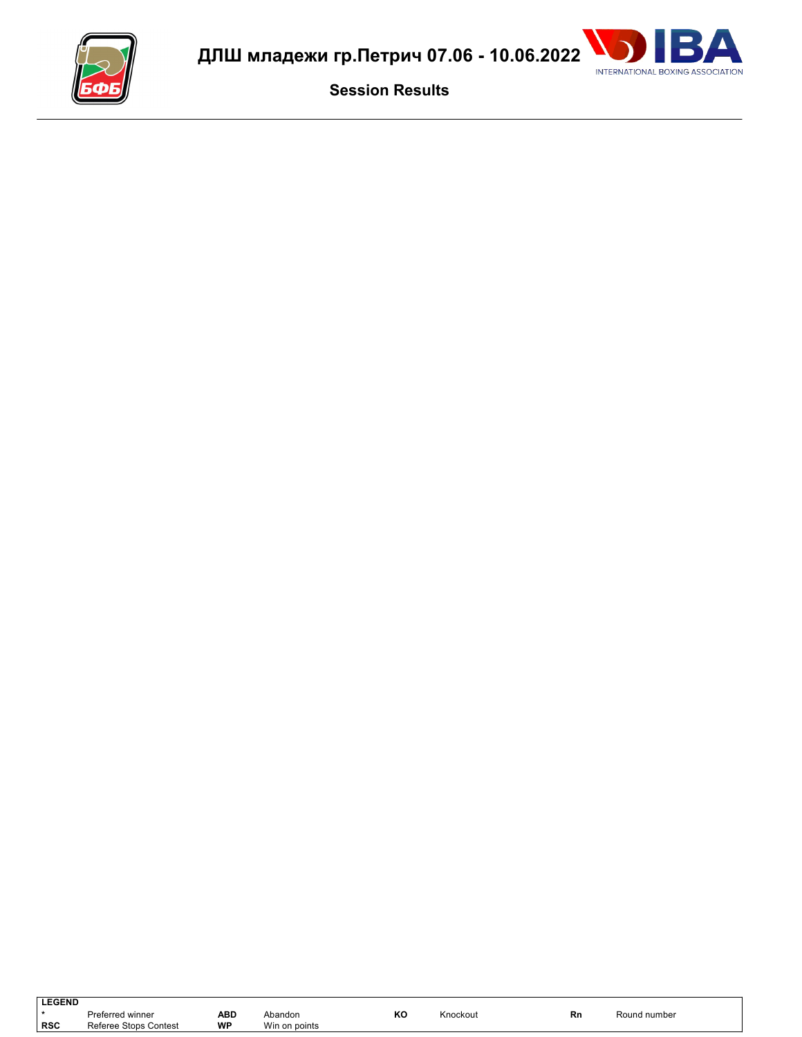# ДЛШ младежи гр.Петрич 07.06 - 10.06.2022

## Session Results

| LEGEND | | | | | | | |
|---|---|---|---|---|---|---|---|
| * | Preferred winner | **ABD** | Abandon | **KO** | Knockout | **Rn** | Round number |
| **RSC** | Referee Stops Contest | **WP** | Win on points | | | | |